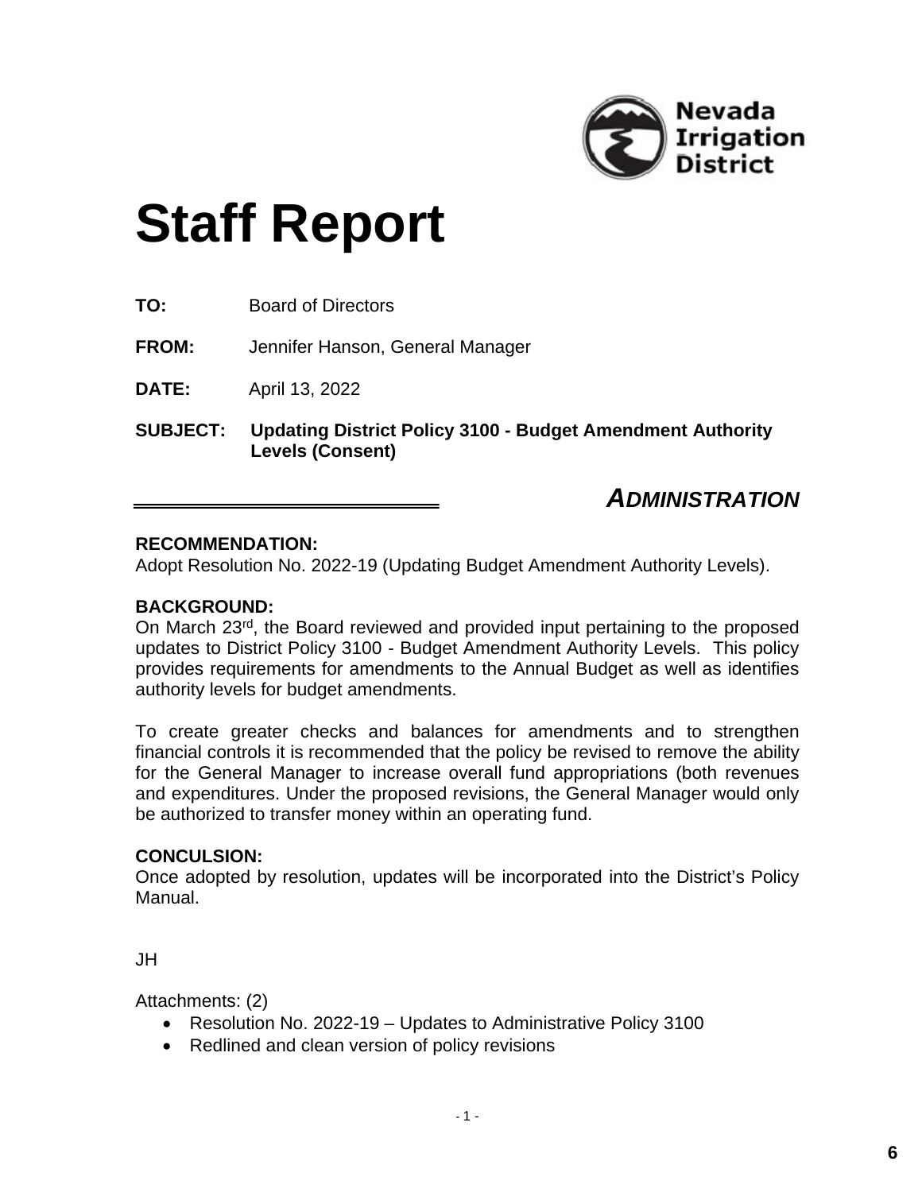Nevada Irrigation District

# Staff Report

**TO:** Board of Directors

**FROM:** Jennifer Hanson, General Manager

**DATE:** April 13, 2022

**SUBJECT:** **Updating District Policy 3100 - Budget Amendment Authority Levels (Consent)**

## *ADMINISTRATION*

**RECOMMENDATION:**
Adopt Resolution No. 2022-19 (Updating Budget Amendment Authority Levels).

**BACKGROUND:**
On March 23rd, the Board reviewed and provided input pertaining to the proposed updates to District Policy 3100 - Budget Amendment Authority Levels. This policy provides requirements for amendments to the Annual Budget as well as identifies authority levels for budget amendments.

To create greater checks and balances for amendments and to strengthen financial controls it is recommended that the policy be revised to remove the ability for the General Manager to increase overall fund appropriations (both revenues and expenditures. Under the proposed revisions, the General Manager would only be authorized to transfer money within an operating fund.

**CONCULSION:**
Once adopted by resolution, updates will be incorporated into the District's Policy Manual.

JH

Attachments: (2)

- Resolution No. 2022-19 – Updates to Administrative Policy 3100
- Redlined and clean version of policy revisions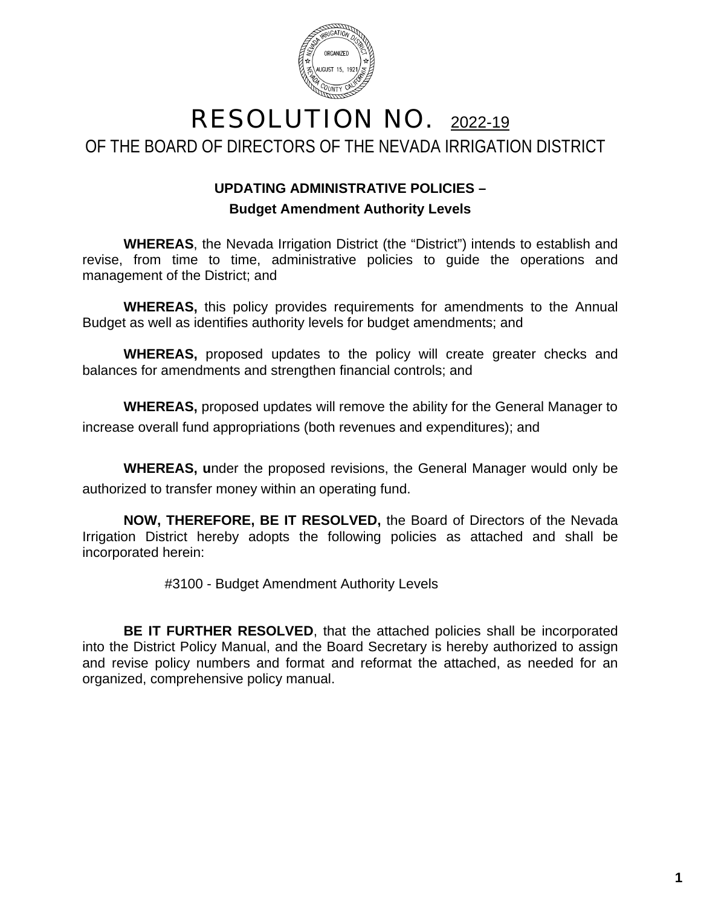# RESOLUTION NO. 2022-19

## OF THE BOARD OF DIRECTORS OF THE NEVADA IRRIGATION DISTRICT

### UPDATING ADMINISTRATIVE POLICIES – Budget Amendment Authority Levels

**WHEREAS**, the Nevada Irrigation District (the "District") intends to establish and revise, from time to time, administrative policies to guide the operations and management of the District; and

**WHEREAS,** this policy provides requirements for amendments to the Annual Budget as well as identifies authority levels for budget amendments; and

**WHEREAS,** proposed updates to the policy will create greater checks and balances for amendments and strengthen financial controls; and

**WHEREAS,** proposed updates will remove the ability for the General Manager to increase overall fund appropriations (both revenues and expenditures); and

**WHEREAS, u**nder the proposed revisions, the General Manager would only be authorized to transfer money within an operating fund.

**NOW, THEREFORE, BE IT RESOLVED,** the Board of Directors of the Nevada Irrigation District hereby adopts the following policies as attached and shall be incorporated herein:

#3100 - Budget Amendment Authority Levels

**BE IT FURTHER RESOLVED**, that the attached policies shall be incorporated into the District Policy Manual, and the Board Secretary is hereby authorized to assign and revise policy numbers and format and reformat the attached, as needed for an organized, comprehensive policy manual.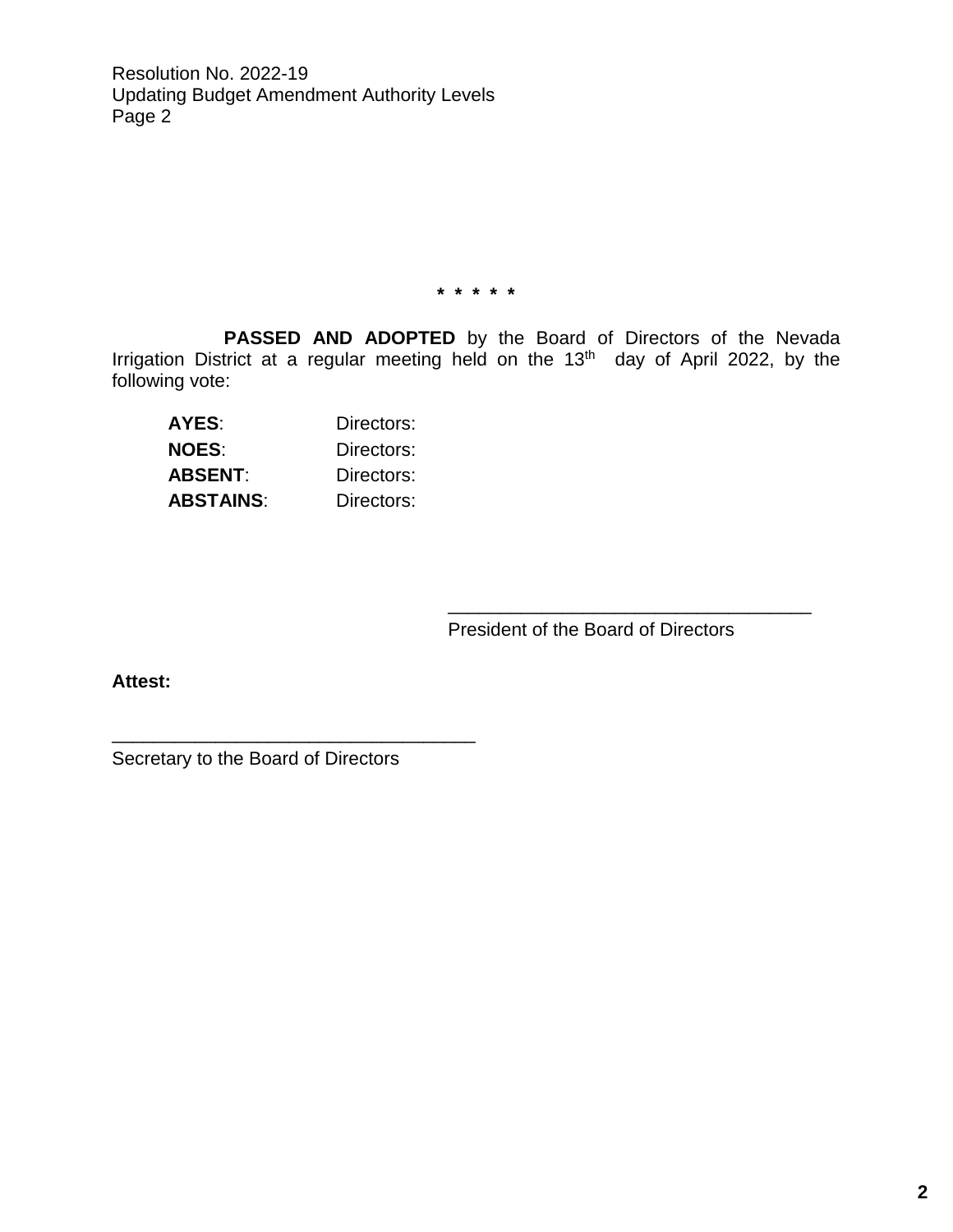\* \* \* \* \*

**PASSED AND ADOPTED** by the Board of Directors of the Nevada Irrigation District at a regular meeting held on the 13th day of April 2022, by the following vote:

| | |
|---|---|
| **AYES**: | Directors: |
| **NOES**: | Directors: |
| **ABSENT**: | Directors: |
| **ABSTAINS**: | Directors: |

\_\_\_\_\_\_\_\_\_\_\_\_\_\_\_\_\_\_\_\_\_\_\_\_\_\_\_\_\_\_\_\_\_\_\_\_
President of the Board of Directors

**Attest:**

\_\_\_\_\_\_\_\_\_\_\_\_\_\_\_\_\_\_\_\_\_\_\_\_\_\_\_\_\_\_\_\_\_\_\_\_
Secretary to the Board of Directors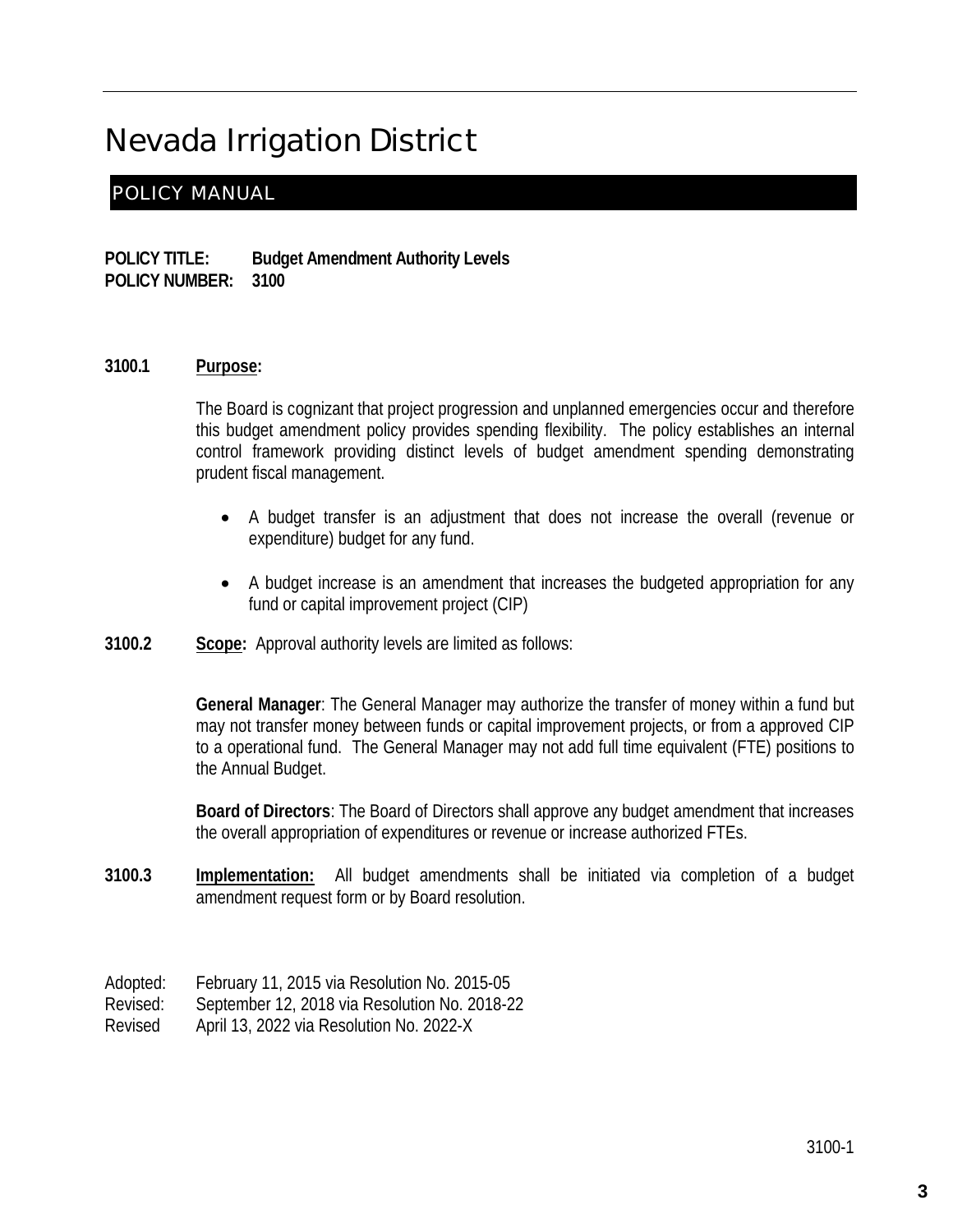# Nevada Irrigation District

## POLICY MANUAL

**POLICY TITLE: Budget Amendment Authority Levels**
**POLICY NUMBER: 3100**

**3100.1 Purpose:**

The Board is cognizant that project progression and unplanned emergencies occur and therefore this budget amendment policy provides spending flexibility. The policy establishes an internal control framework providing distinct levels of budget amendment spending demonstrating prudent fiscal management.

- A budget transfer is an adjustment that does not increase the overall (revenue or expenditure) budget for any fund.
- A budget increase is an amendment that increases the budgeted appropriation for any fund or capital improvement project (CIP)

**3100.2 Scope:** Approval authority levels are limited as follows:

**General Manager**: The General Manager may authorize the transfer of money within a fund but may not transfer money between funds or capital improvement projects, or from a approved CIP to a operational fund. The General Manager may not add full time equivalent (FTE) positions to the Annual Budget.

**Board of Directors**: The Board of Directors shall approve any budget amendment that increases the overall appropriation of expenditures or revenue or increase authorized FTEs.

**3100.3 Implementation:** All budget amendments shall be initiated via completion of a budget amendment request form or by Board resolution.

Adopted: February 11, 2015 via Resolution No. 2015-05
Revised: September 12, 2018 via Resolution No. 2018-22
Revised April 13, 2022 via Resolution No. 2022-X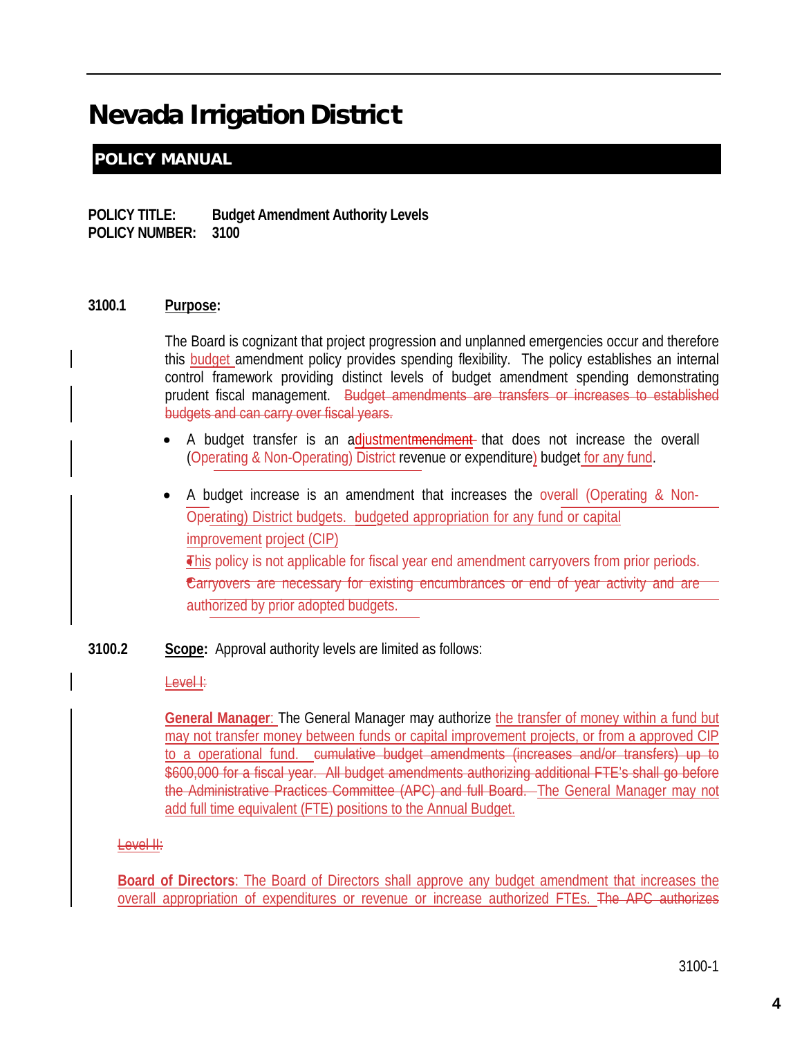# Nevada Irrigation District

## POLICY MANUAL

**POLICY TITLE:** **Budget Amendment Authority Levels**
**POLICY NUMBER:** **3100**

**3100.1** **Purpose:**

The Board is cognizant that project progression and unplanned emergencies occur and therefore this budget amendment policy provides spending flexibility. The policy establishes an internal control framework providing distinct levels of budget amendment spending demonstrating prudent fiscal management. ~~Budget amendments are transfers or increases to established budgets and can carry over fiscal years.~~

- A budget transfer is an adjustment~~mendment~~ that does not increase the overall (Operating & Non-Operating) District revenue or expenditure) budget for any fund.
- A budget increase is an amendment that increases the overall (Operating & Non-Operating) District budgets. budgeted appropriation for any fund or capital improvement project (CIP)

  This policy is not applicable for fiscal year end amendment carryovers from prior periods. ~~Carryovers are necessary for existing encumbrances or end of year activity and are~~ authorized by prior adopted budgets.

**3100.2** **Scope:** Approval authority levels are limited as follows:

~~Level I:~~

**General Manager**: The General Manager may authorize the transfer of money within a fund but may not transfer money between funds or capital improvement projects, or from a approved CIP to a operational fund. ~~cumulative budget amendments (increases and/or transfers) up to \$600,000 for a fiscal year. All budget amendments authorizing additional FTE's shall go before the Administrative Practices Committee (APC) and full Board.~~ The General Manager may not add full time equivalent (FTE) positions to the Annual Budget.

~~Level II:~~

**Board of Directors**: The Board of Directors shall approve any budget amendment that increases the overall appropriation of expenditures or revenue or increase authorized FTEs. ~~The APC authorizes~~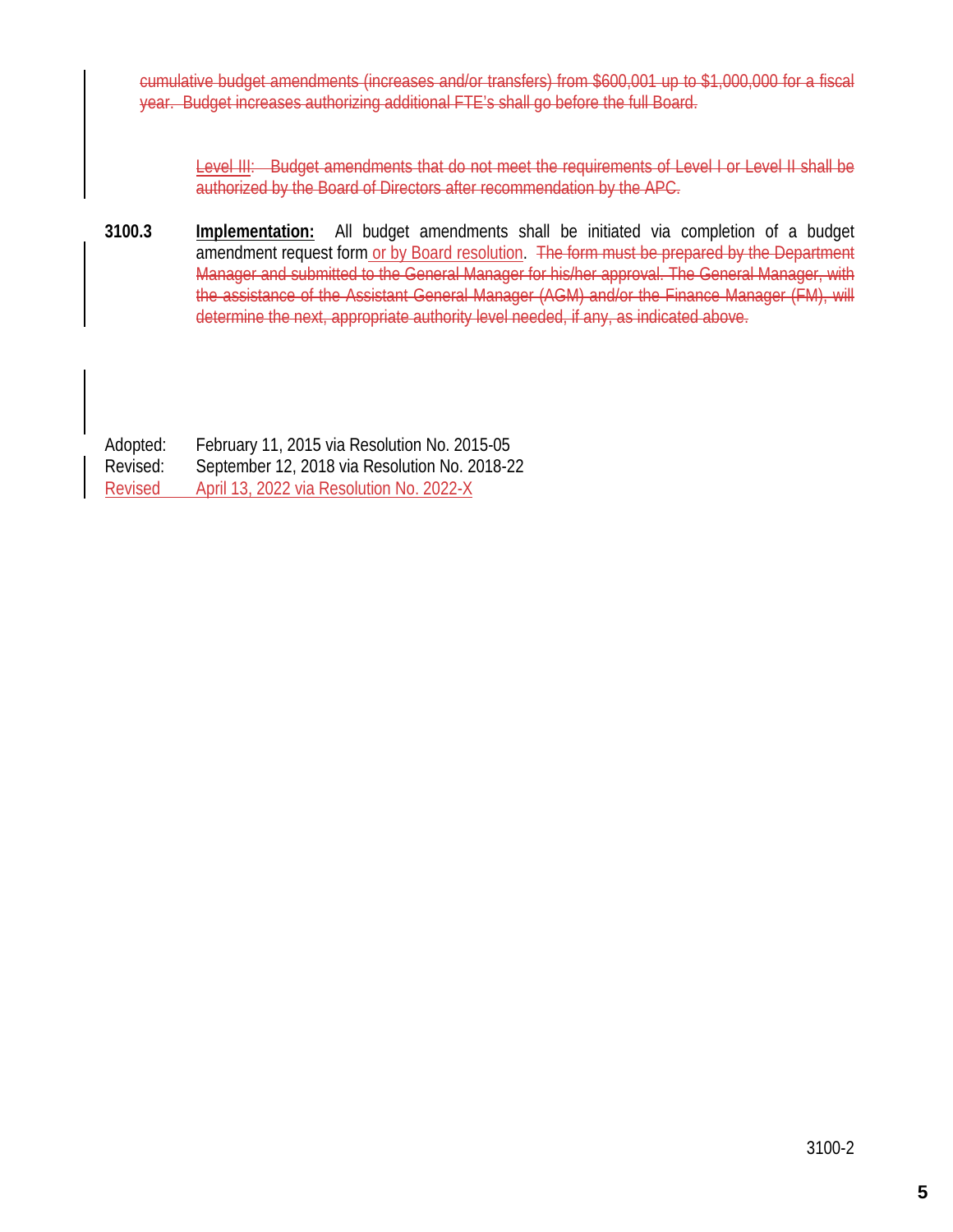~~cumulative budget amendments (increases and/or transfers) from $600,001 up to $1,000,000 for a fiscal year. Budget increases authorizing additional FTE's shall go before the full Board.~~

~~Level III: Budget amendments that do not meet the requirements of Level I or Level II shall be authorized by the Board of Directors after recommendation by the APC.~~

**3100.3** **Implementation:** All budget amendments shall be initiated via completion of a budget amendment request form or by Board resolution. ~~The form must be prepared by the Department Manager and submitted to the General Manager for his/her approval. The General Manager, with the assistance of the Assistant General Manager (AGM) and/or the Finance Manager (FM), will determine the next, appropriate authority level needed, if any, as indicated above.~~

Adopted: February 11, 2015 via Resolution No. 2015-05
Revised: September 12, 2018 via Resolution No. 2018-22
Revised April 13, 2022 via Resolution No. 2022-X